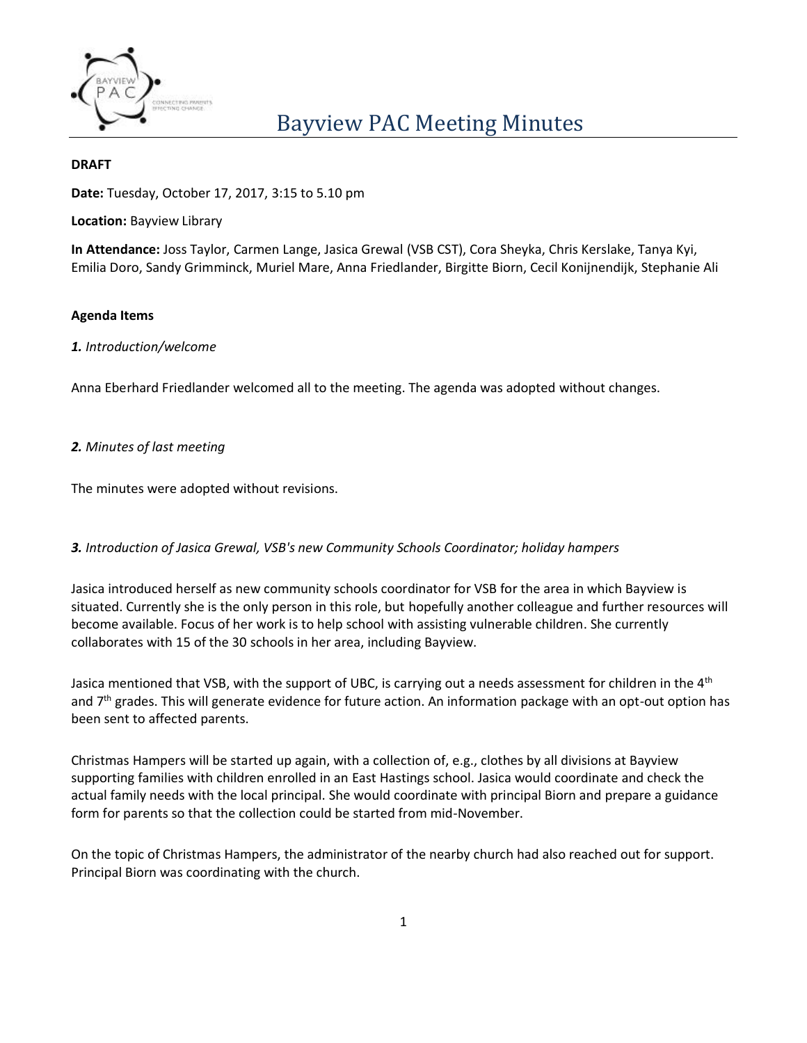# Bayview PAC Meeting Minutes

**DRAFT**

**Date:** Tuesday, October 17, 2017, 3:15 to 5.10 pm

**Location:** Bayview Library

**In Attendance:** Joss Taylor, Carmen Lange, Jasica Grewal (VSB CST), Cora Sheyka, Chris Kerslake, Tanya Kyi, Emilia Doro, Sandy Grimminck, Muriel Mare, Anna Friedlander, Birgitte Biorn, Cecil Konijnendijk, Stephanie Ali

**Agenda Items**

***1.*** *Introduction/welcome*

Anna Eberhard Friedlander welcomed all to the meeting. The agenda was adopted without changes.

***2.*** *Minutes of last meeting*

The minutes were adopted without revisions.

***3.*** *Introduction of Jasica Grewal, VSB's new Community Schools Coordinator; holiday hampers*

Jasica introduced herself as new community schools coordinator for VSB for the area in which Bayview is situated. Currently she is the only person in this role, but hopefully another colleague and further resources will become available. Focus of her work is to help school with assisting vulnerable children. She currently collaborates with 15 of the 30 schools in her area, including Bayview.

Jasica mentioned that VSB, with the support of UBC, is carrying out a needs assessment for children in the 4th and 7th grades. This will generate evidence for future action. An information package with an opt-out option has been sent to affected parents.

Christmas Hampers will be started up again, with a collection of, e.g., clothes by all divisions at Bayview supporting families with children enrolled in an East Hastings school. Jasica would coordinate and check the actual family needs with the local principal. She would coordinate with principal Biorn and prepare a guidance form for parents so that the collection could be started from mid-November.

On the topic of Christmas Hampers, the administrator of the nearby church had also reached out for support. Principal Biorn was coordinating with the church.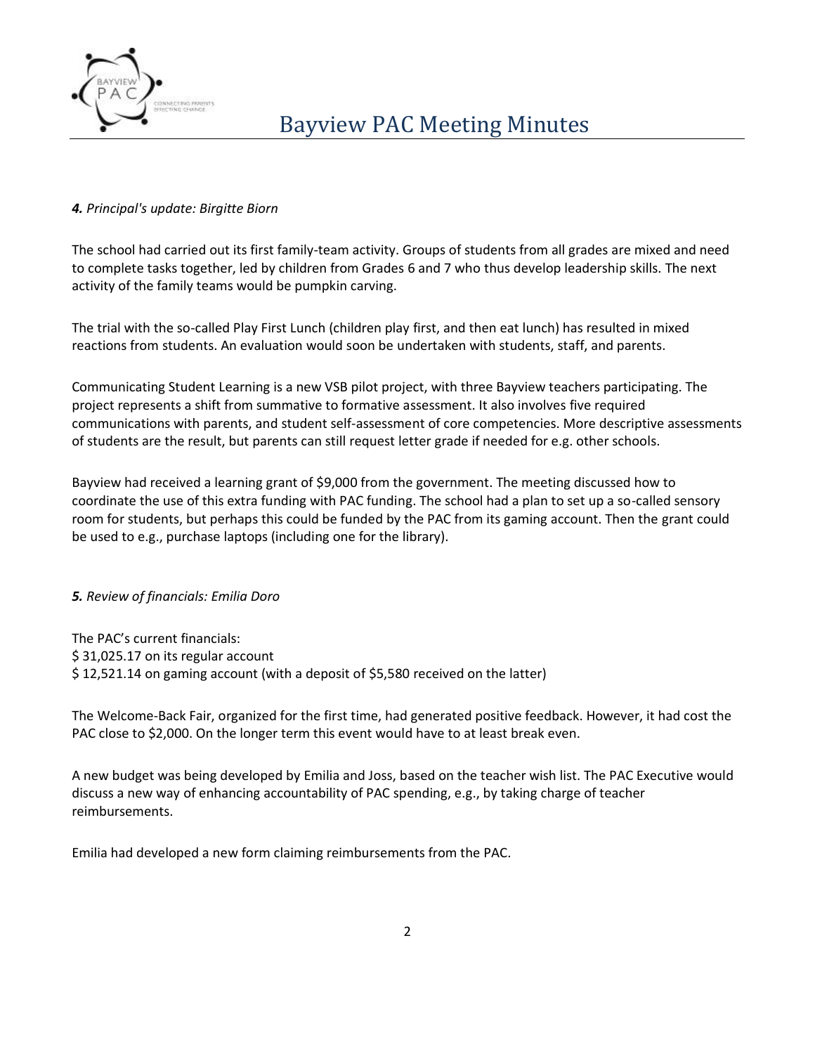### ***4.*** *Principal's update: Birgitte Biorn*

The school had carried out its first family-team activity. Groups of students from all grades are mixed and need to complete tasks together, led by children from Grades 6 and 7 who thus develop leadership skills. The next activity of the family teams would be pumpkin carving.

The trial with the so-called Play First Lunch (children play first, and then eat lunch) has resulted in mixed reactions from students. An evaluation would soon be undertaken with students, staff, and parents.

Communicating Student Learning is a new VSB pilot project, with three Bayview teachers participating. The project represents a shift from summative to formative assessment. It also involves five required communications with parents, and student self-assessment of core competencies. More descriptive assessments of students are the result, but parents can still request letter grade if needed for e.g. other schools.

Bayview had received a learning grant of $9,000 from the government. The meeting discussed how to coordinate the use of this extra funding with PAC funding. The school had a plan to set up a so-called sensory room for students, but perhaps this could be funded by the PAC from its gaming account. Then the grant could be used to e.g., purchase laptops (including one for the library).

### ***5.*** *Review of financials: Emilia Doro*

The PAC's current financials:
$ 31,025.17 on its regular account
$ 12,521.14 on gaming account (with a deposit of $5,580 received on the latter)

The Welcome-Back Fair, organized for the first time, had generated positive feedback. However, it had cost the PAC close to $2,000. On the longer term this event would have to at least break even.

A new budget was being developed by Emilia and Joss, based on the teacher wish list. The PAC Executive would discuss a new way of enhancing accountability of PAC spending, e.g., by taking charge of teacher reimbursements.

Emilia had developed a new form claiming reimbursements from the PAC.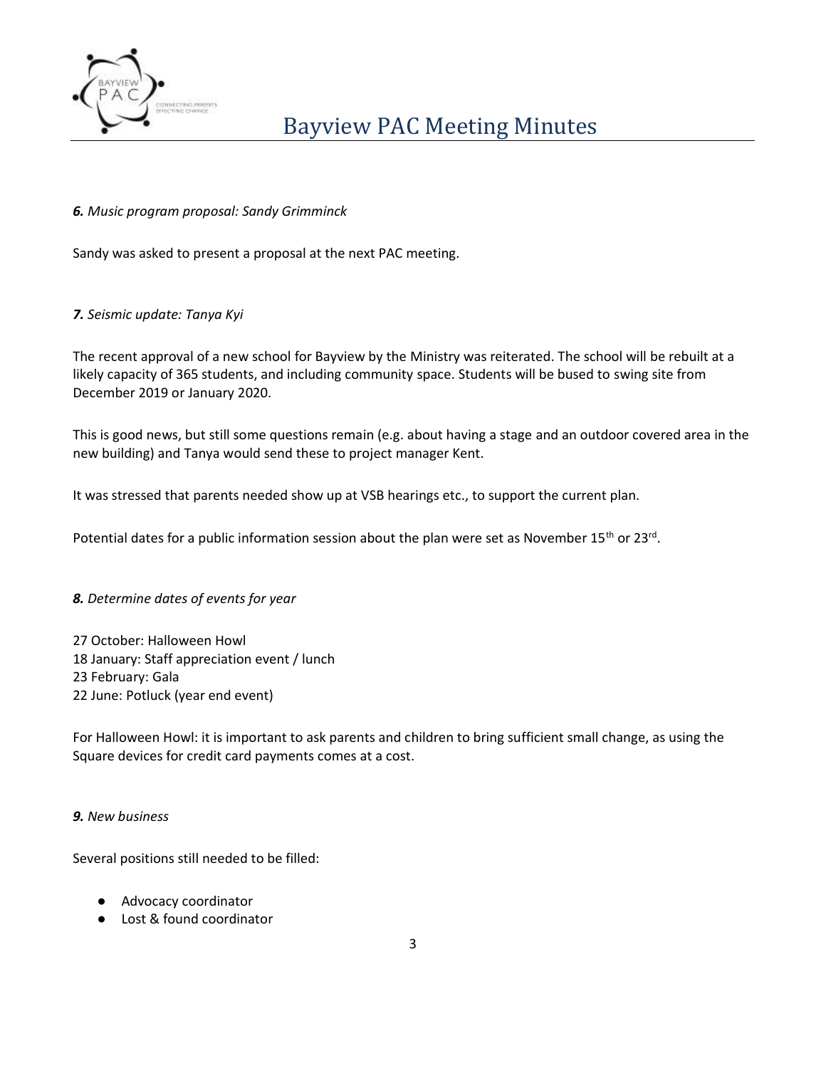***6.*** *Music program proposal: Sandy Grimminck*

Sandy was asked to present a proposal at the next PAC meeting.

***7.*** *Seismic update: Tanya Kyi*

The recent approval of a new school for Bayview by the Ministry was reiterated. The school will be rebuilt at a likely capacity of 365 students, and including community space. Students will be bused to swing site from December 2019 or January 2020.

This is good news, but still some questions remain (e.g. about having a stage and an outdoor covered area in the new building) and Tanya would send these to project manager Kent.

It was stressed that parents needed show up at VSB hearings etc., to support the current plan.

Potential dates for a public information session about the plan were set as November 15th or 23rd.

***8.*** *Determine dates of events for year*

27 October: Halloween Howl
18 January: Staff appreciation event / lunch
23 February: Gala
22 June: Potluck (year end event)

For Halloween Howl: it is important to ask parents and children to bring sufficient small change, as using the Square devices for credit card payments comes at a cost.

***9.*** *New business*

Several positions still needed to be filled:

- Advocacy coordinator
- Lost & found coordinator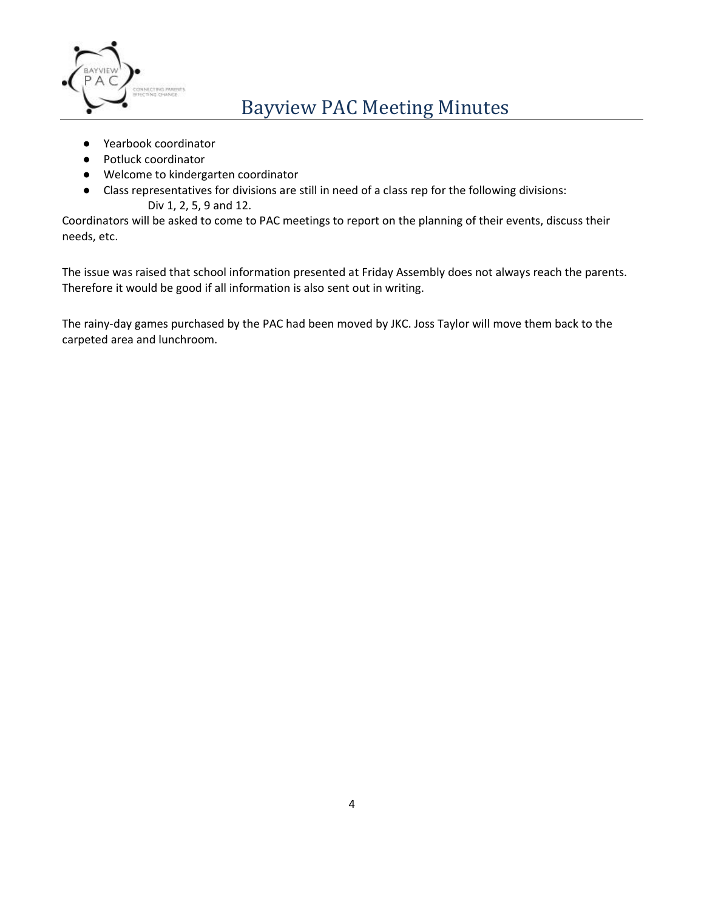- Yearbook coordinator
- Potluck coordinator
- Welcome to kindergarten coordinator
- Class representatives for divisions are still in need of a class rep for the following divisions:
  Div 1, 2, 5, 9 and 12.

Coordinators will be asked to come to PAC meetings to report on the planning of their events, discuss their needs, etc.

The issue was raised that school information presented at Friday Assembly does not always reach the parents. Therefore it would be good if all information is also sent out in writing.

The rainy-day games purchased by the PAC had been moved by JKC. Joss Taylor will move them back to the carpeted area and lunchroom.